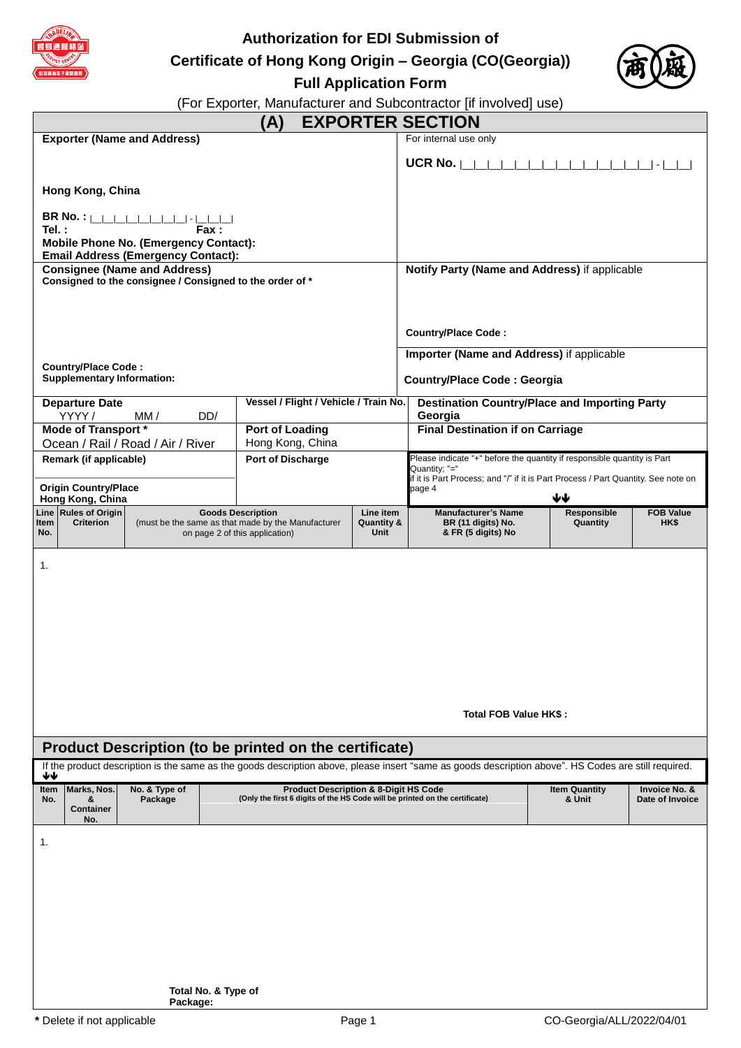# Authorization for EDI Submission of Certificate of Hong Kong Origin – Georgia (CO(Georgia)) Full Application Form

(For Exporter, Manufacturer and Subcontractor [if involved] use)

## (A) EXPORTER SECTION

**Exporter (Name and Address)**

**Hong Kong, China**

**BR No. :** |_|_|_|_|_|_|_|_| - |_|_|_|

**Tel. :** **Fax :**

**Mobile Phone No. (Emergency Contact):**

**Email Address (Emergency Contact):**

For internal use only

**UCR No.** |_|_|_|_|_|_|_|_|_|_|_|_|_|_|_| - |_|_|

**Consignee (Name and Address)**

**Consigned to the consignee / Consigned to the order of \***

**Country/Place Code :**

**Supplementary Information:**

**Notify Party (Name and Address)** if applicable

**Country/Place Code :**

**Importer (Name and Address)** if applicable

**Country/Place Code : Georgia**

| **Departure Date** YYYY / MM / DD/ | **Vessel / Flight / Vehicle / Train No.** | **Destination Country/Place and Importing Party** Georgia |
|---|---|---|
| **Mode of Transport \*** Ocean / Rail / Road / Air / River | **Port of Loading** Hong Kong, China | **Final Destination if on Carriage** |
| **Remark (if applicable)** **Origin Country/Place** Hong Kong, China | **Port of Discharge** | Please indicate "+" before the quantity if responsible quantity is Part Quantity; "=" if it is Part Process; and "/" if it is Part Process / Part Quantity. See note on page 4 ↓↓ |

| Line Item No. | Rules of Origin Criterion | Goods Description (must be the same as that made by the Manufacturer on page 2 of this application) | Line item Quantity & Unit | Manufacturer's Name BR (11 digits) No. & FR (5 digits) No | Responsible Quantity | FOB Value HK$ |
|---|---|---|---|---|---|---|
| 1. | | | | | | |

**Total FOB Value HK$ :**

## Product Description (to be printed on the certificate)

If the product description is the same as the goods description above, please insert "same as goods description above". HS Codes are still required. ↓↓

| Item No. | Marks, Nos. & Container No. | No. & Type of Package | Product Description & 8-Digit HS Code (Only the first 6 digits of the HS Code will be printed on the certificate) | Item Quantity & Unit | Invoice No. & Date of Invoice |
|---|---|---|---|---|---|
| 1. | | | | | |

**Total No. & Type of Package:**

**\*** Delete if not applicable

CO-Georgia/ALL/2022/04/01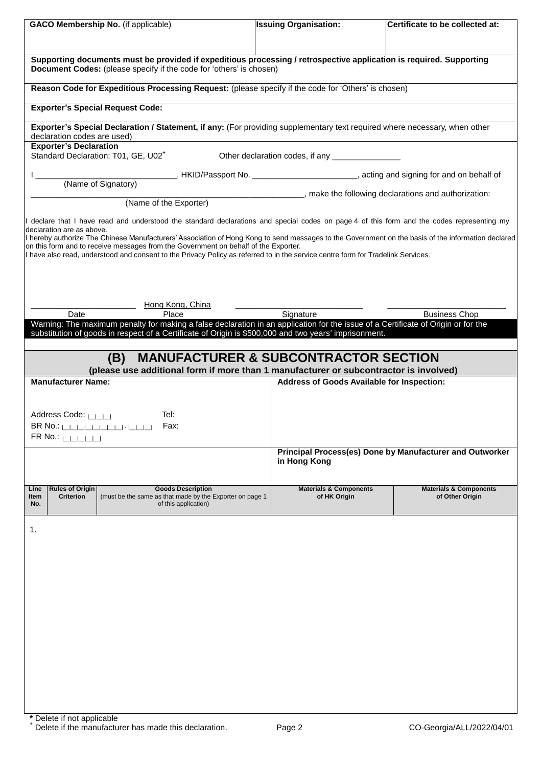| GACO Membership No. (if applicable) | Issuing Organisation: | Certificate to be collected at: |
|---|---|---|
| | | |

**Supporting documents must be provided if expeditious processing / retrospective application is required. Supporting Document Codes:** (please specify if the code for 'others' is chosen)

**Reason Code for Expeditious Processing Request:** (please specify if the code for 'Others' is chosen)

**Exporter's Special Request Code:**

**Exporter's Special Declaration / Statement, if any:** (For providing supplementary text required where necessary, when other declaration codes are used)

**Exporter's Declaration**

Standard Declaration: T01, GE, U02+ Other declaration codes, if any _______________

I ______________________________, HKID/Passport No. ______________________, acting and signing for and on behalf of
(Name of Signatory)

_____________________________________________________________, make the following declarations and authorization:
(Name of the Exporter)

I declare that I have read and understood the standard declarations and special codes on page 4 of this form and the codes representing my declaration are as above.
I hereby authorize The Chinese Manufacturers' Association of Hong Kong to send messages to the Government on the basis of the information declared on this form and to receive messages from the Government on behalf of the Exporter.
I have also read, understood and consent to the Privacy Policy as referred to in the service centre form for Tradelink Services.

| _______________________ | Hong Kong, China | ___________________________ | _________________________ |
|---|---|---|---|
| Date | Place | Signature | Business Chop |

**Warning: The maximum penalty for making a false declaration in an application for the issue of a Certificate of Origin or for the substitution of goods in respect of a Certificate of Origin is $500,000 and two years' imprisonment.**

## (B) MANUFACTURER & SUBCONTRACTOR SECTION

**(please use additional form if more than 1 manufacturer or subcontractor is involved)**

| **Manufacturer Name:** | **Address of Goods Available for Inspection:** |
|---|---|
| Address Code: \|_\|_\|_\| Tel:<br>BR No.: \|_\|_\|_\|_\|_\|_\|_\|_\|-\|_\|_\|_\| Fax:<br>FR No.: \|_\|_\|_\|_\|_\| | |
| | **Principal Process(es) Done by Manufacturer and Outworker in Hong Kong** |

| Line Item No. | Rules of Origin Criterion | Goods Description (must be the same as that made by the Exporter on page 1 of this application) | Materials & Components of HK Origin | Materials & Components of Other Origin |
|---|---|---|---|---|
| 1. | | | | |

**\*** Delete if not applicable
+ Delete if the manufacturer has made this declaration.

CO-Georgia/ALL/2022/04/01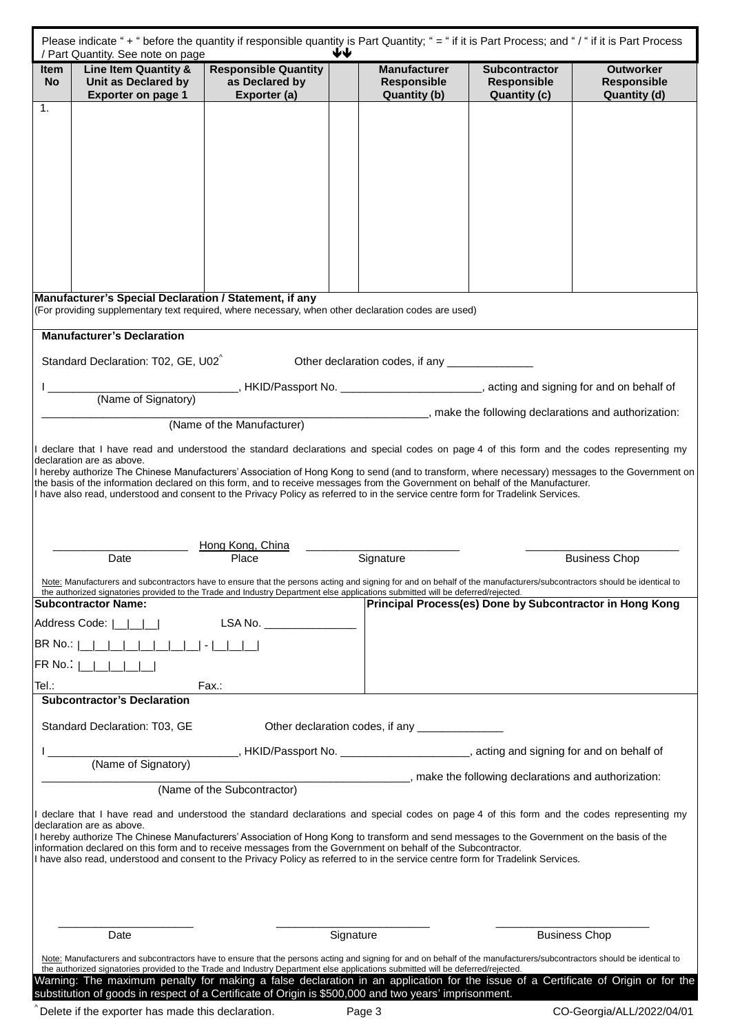Please indicate " + " before the quantity if responsible quantity is Part Quantity; " = " if it is Part Process; and " / " if it is Part Process / Part Quantity. See note on page ↓↓

| Item No | Line Item Quantity & Unit as Declared by Exporter on page 1 | Responsible Quantity as Declared by Exporter (a) | | Manufacturer Responsible Quantity (b) | Subcontractor Responsible Quantity (c) | Outworker Responsible Quantity (d) |
|---|---|---|---|---|---|---|
| 1. | | | | | | |

**Manufacturer's Special Declaration / Statement, if any**
(For providing supplementary text required, where necessary, when other declaration codes are used)

**Manufacturer's Declaration**

Standard Declaration: T02, GE, U02^ Other declaration codes, if any ______________

I ______________________________, HKID/Passport No. _______________________, acting and signing for and on behalf of
(Name of Signatory)

_____________________________________________________________, make the following declarations and authorization:
(Name of the Manufacturer)

I declare that I have read and understood the standard declarations and special codes on page 4 of this form and the codes representing my declaration are as above.
I hereby authorize The Chinese Manufacturers' Association of Hong Kong to send (and to transform, where necessary) messages to the Government on the basis of the information declared on this form, and to receive messages from the Government on behalf of the Manufacturer.
I have also read, understood and consent to the Privacy Policy as referred to in the service centre form for Tradelink Services.

______________________ Hong Kong, China ________________________ ________________________
Date Place Signature Business Chop

Note: Manufacturers and subcontractors have to ensure that the persons acting and signing for and on behalf of the manufacturers/subcontractors should be identical to the authorized signatories provided to the Trade and Industry Department else applications submitted will be deferred/rejected.

| **Subcontractor Name:** | **Principal Process(es) Done by Subcontractor in Hong Kong** |
|---|---|
| Address Code: \|__\|__\|__\| LSA No. _______________ | |
| BR No.: \|__\|__\|__\|__\|__\|__\|__\|__\| - \|__\|__\|__\| | |
| FR No.: \|__\|__\|__\|__\|__\| | |
| Tel.: Fax.: | |

**Subcontractor's Declaration**

Standard Declaration: T03, GE Other declaration codes, if any ______________

I ______________________________, HKID/Passport No. _____________________, acting and signing for and on behalf of
(Name of Signatory)

_____________________________________________________________, make the following declarations and authorization:
(Name of the Subcontractor)

I declare that I have read and understood the standard declarations and special codes on page 4 of this form and the codes representing my declaration are as above.
I hereby authorize The Chinese Manufacturers' Association of Hong Kong to transform and send messages to the Government on the basis of the information declared on this form and to receive messages from the Government on behalf of the Subcontractor.
I have also read, understood and consent to the Privacy Policy as referred to in the service centre form for Tradelink Services.

______________________ ________________________ ________________________
Date Signature Business Chop

Note: Manufacturers and subcontractors have to ensure that the persons acting and signing for and on behalf of the manufacturers/subcontractors should be identical to the authorized signatories provided to the Trade and Industry Department else applications submitted will be deferred/rejected.

**Warning: The maximum penalty for making a false declaration in an application for the issue of a Certificate of Origin or for the substitution of goods in respect of a Certificate of Origin is $500,000 and two years' imprisonment.**

^ Delete if the exporter has made this declaration.

CO-Georgia/ALL/2022/04/01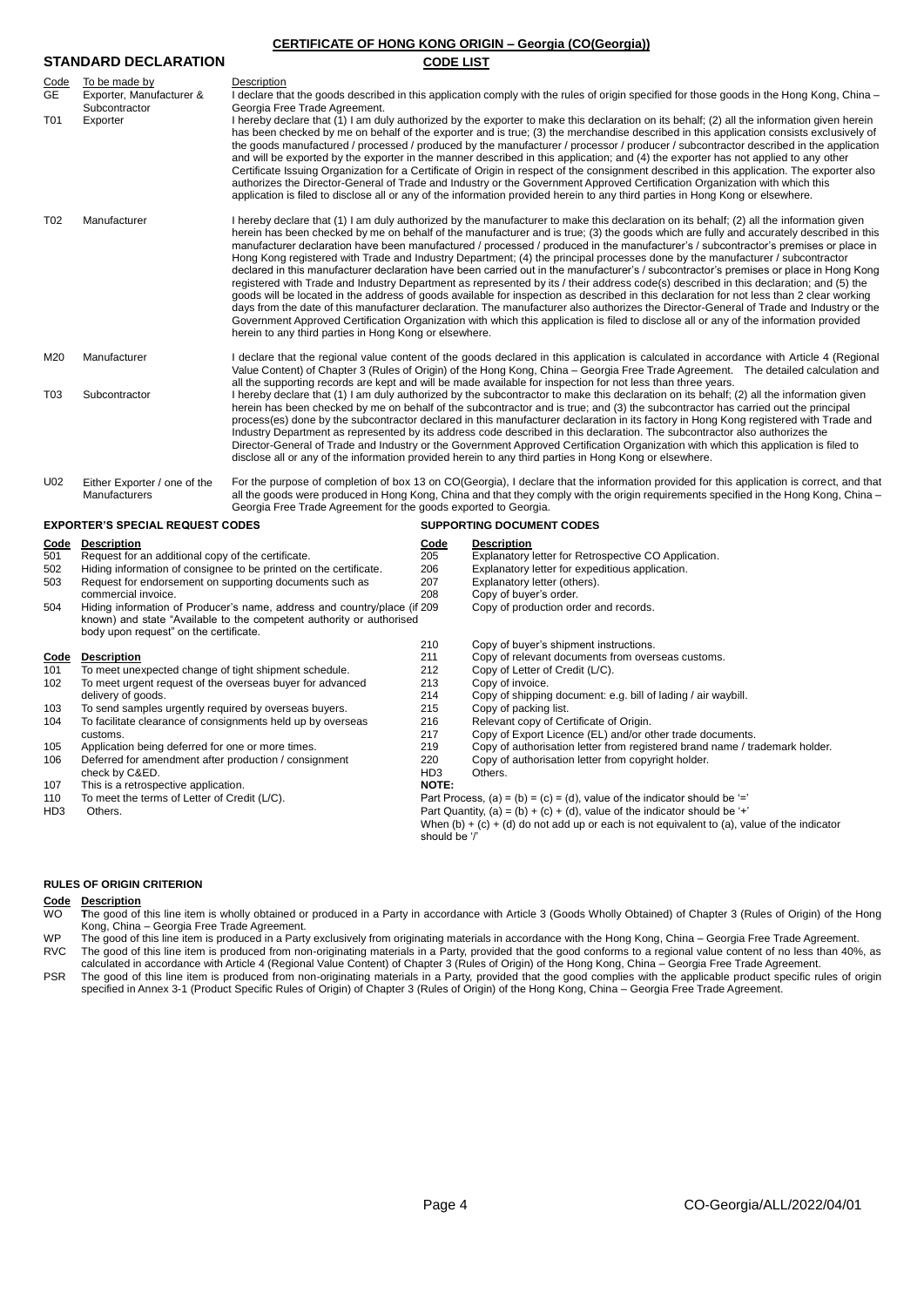## CERTIFICATE OF HONG KONG ORIGIN – Georgia (CO(Georgia))

## STANDARD DECLARATION

**CODE LIST**

| Code | To be made by | Description |
|---|---|---|
| GE | Exporter, Manufacturer & Subcontractor | I declare that the goods described in this application comply with the rules of origin specified for those goods in the Hong Kong, China – Georgia Free Trade Agreement. |
| T01 | Exporter | I hereby declare that (1) I am duly authorized by the exporter to make this declaration on its behalf; (2) all the information given herein has been checked by me on behalf of the exporter and is true; (3) the merchandise described in this application consists exclusively of the goods manufactured / processed / produced by the manufacturer / processor / producer / subcontractor described in the application and will be exported by the exporter in the manner described in this application; and (4) the exporter has not applied to any other Certificate Issuing Organization for a Certificate of Origin in respect of the consignment described in this application. The exporter also authorizes the Director-General of Trade and Industry or the Government Approved Certification Organization with which this application is filed to disclose all or any of the information provided herein to any third parties in Hong Kong or elsewhere. |
| T02 | Manufacturer | I hereby declare that (1) I am duly authorized by the manufacturer to make this declaration on its behalf; (2) all the information given herein has been checked by me on behalf of the manufacturer and is true; (3) the goods which are fully and accurately described in this manufacturer declaration have been manufactured / processed / produced in the manufacturer's / subcontractor's premises or place in Hong Kong registered with Trade and Industry Department; (4) the principal processes done by the manufacturer / subcontractor declared in this manufacturer declaration have been carried out in the manufacturer's / subcontractor's premises or place in Hong Kong registered with Trade and Industry Department as represented by its / their address code(s) described in this declaration; and (5) the goods will be located in the address of goods available for inspection as described in this declaration for not less than 2 clear working days from the date of this manufacturer declaration. The manufacturer also authorizes the Director-General of Trade and Industry or the Government Approved Certification Organization with which this application is filed to disclose all or any of the information provided herein to any third parties in Hong Kong or elsewhere. |
| M20 | Manufacturer | I declare that the regional value content of the goods declared in this application is calculated in accordance with Article 4 (Regional Value Content) of Chapter 3 (Rules of Origin) of the Hong Kong, China – Georgia Free Trade Agreement. The detailed calculation and all the supporting records are kept and will be made available for inspection for not less than three years. |
| T03 | Subcontractor | I hereby declare that (1) I am duly authorized by the subcontractor to make this declaration on its behalf; (2) all the information given herein has been checked by me on behalf of the subcontractor and is true; and (3) the subcontractor has carried out the principal process(es) done by the subcontractor declared in this manufacturer declaration in its factory in Hong Kong registered with Trade and Industry Department as represented by its address code described in this declaration. The subcontractor also authorizes the Director-General of Trade and Industry or the Government Approved Certification Organization with which this application is filed to disclose all or any of the information provided herein to any third parties in Hong Kong or elsewhere. |
| U02 | Either Exporter / one of the Manufacturers | For the purpose of completion of box 13 on CO(Georgia), I declare that the information provided for this application is correct, and that all the goods were produced in Hong Kong, China and that they comply with the origin requirements specified in the Hong Kong, China – Georgia Free Trade Agreement for the goods exported to Georgia. |

### EXPORTER'S SPECIAL REQUEST CODES

| Code | Description |
|---|---|
| 501 | Request for an additional copy of the certificate. |
| 502 | Hiding information of consignee to be printed on the certificate. |
| 503 | Request for endorsement on supporting documents such as commercial invoice. |
| 504 | Hiding information of Producer's name, address and country/place (if known) and state "Available to the competent authority or authorised body upon request" on the certificate. |

| Code | Description |
|---|---|
| 101 | To meet unexpected change of tight shipment schedule. |
| 102 | To meet urgent request of the overseas buyer for advanced delivery of goods. |
| 103 | To send samples urgently required by overseas buyers. |
| 104 | To facilitate clearance of consignments held up by overseas customs. |
| 105 | Application being deferred for one or more times. |
| 106 | Deferred for amendment after production / consignment check by C&ED. |
| 107 | This is a retrospective application. |
| 110 | To meet the terms of Letter of Credit (L/C). |
| HD3 | Others. |

### SUPPORTING DOCUMENT CODES

| Code | Description |
|---|---|
| 205 | Explanatory letter for Retrospective CO Application. |
| 206 | Explanatory letter for expeditious application. |
| 207 | Explanatory letter (others). |
| 208 | Copy of buyer's order. |
| 209 | Copy of production order and records. |
| 210 | Copy of buyer's shipment instructions. |
| 211 | Copy of relevant documents from overseas customs. |
| 212 | Copy of Letter of Credit (L/C). |
| 213 | Copy of invoice. |
| 214 | Copy of shipping document: e.g. bill of lading / air waybill. |
| 215 | Copy of packing list. |
| 216 | Relevant copy of Certificate of Origin. |
| 217 | Copy of Export Licence (EL) and/or other trade documents. |
| 219 | Copy of authorisation letter from registered brand name / trademark holder. |
| 220 | Copy of authorisation letter from copyright holder. |
| HD3 | Others. |

**NOTE:**

Part Process, (a) = (b) = (c) = (d), value of the indicator should be '='

Part Quantity, (a) = (b) + (c) + (d), value of the indicator should be '+'

When (b) + (c) + (d) do not add up or each is not equivalent to (a), value of the indicator should be '/'

### RULES OF ORIGIN CRITERION

| Code | Description |
|---|---|
| WO | The good of this line item is wholly obtained or produced in a Party in accordance with Article 3 (Goods Wholly Obtained) of Chapter 3 (Rules of Origin) of the Hong Kong, China – Georgia Free Trade Agreement. |
| WP | The good of this line item is produced in a Party exclusively from originating materials in accordance with the Hong Kong, China – Georgia Free Trade Agreement. |
| RVC | The good of this line item is produced from non-originating materials in a Party, provided that the good conforms to a regional value content of no less than 40%, as calculated in accordance with Article 4 (Regional Value Content) of Chapter 3 (Rules of Origin) of the Hong Kong, China – Georgia Free Trade Agreement. |
| PSR | The good of this line item is produced from non-originating materials in a Party, provided that the good complies with the applicable product specific rules of origin specified in Annex 3-1 (Product Specific Rules of Origin) of Chapter 3 (Rules of Origin) of the Hong Kong, China – Georgia Free Trade Agreement. |

CO-Georgia/ALL/2022/04/01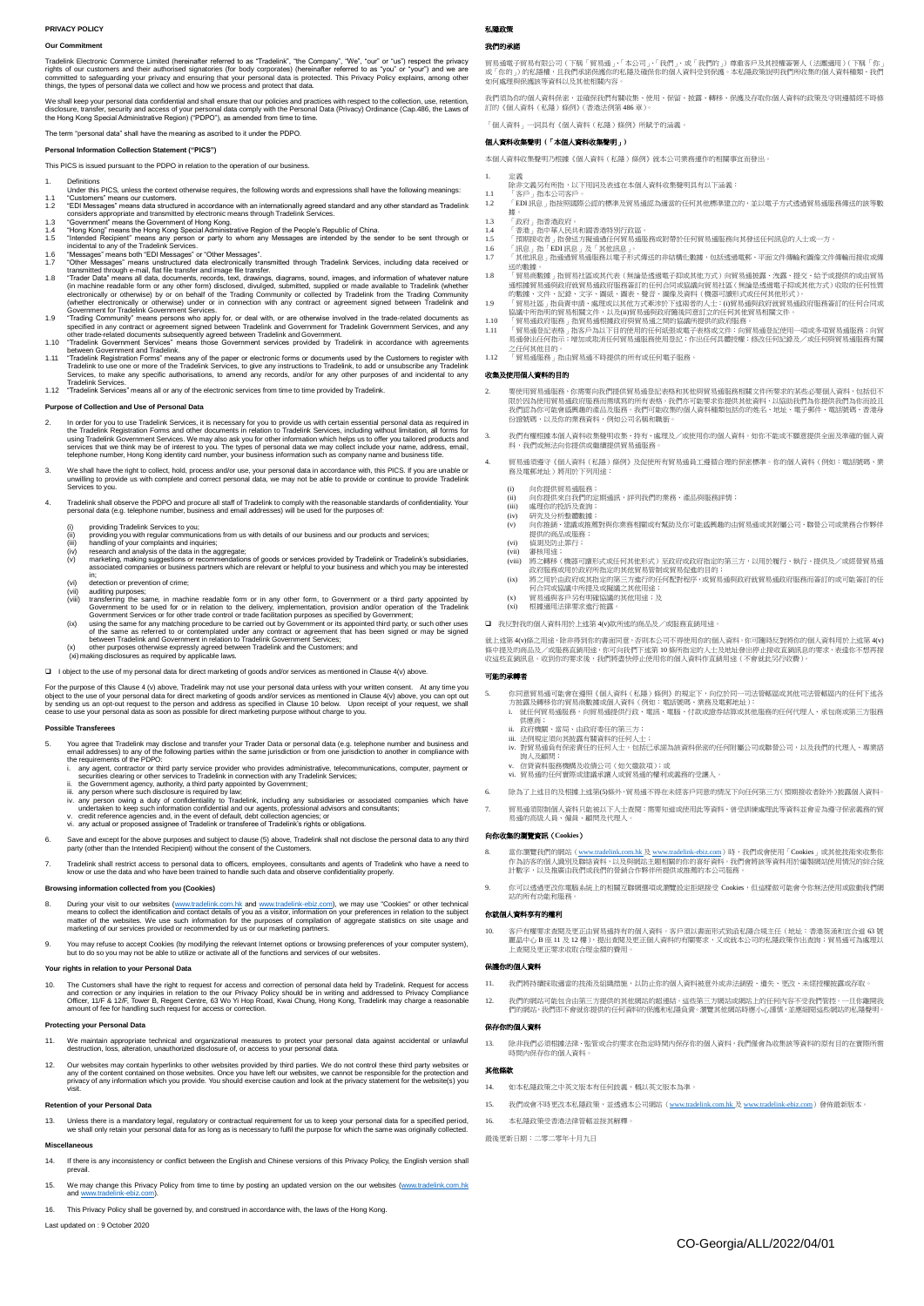**PRIVACY POLICY**

**Our Commitment**

Tradelink Electronic Commerce Limited (hereinafter referred to as "Tradelink", "the Company", "We", "our" or "us") respect the privacy rights of our customers and their authorised signatories (for body corporates) (hereinafter referred to as "you" or "your") and we are committed to safeguarding your privacy and ensuring that your personal data is protected. This Privacy Policy explains, among other things, the types of personal data we collect and how we process and protect that data.

We shall keep your personal data confidential and shall ensure that our policies and practices with respect to the collection, use, retention, disclosure, transfer, security and access of your personal data comply with the Personal Data (Privacy) Ordinance (Cap.486, the Laws of the Hong Kong Special Administrative Region) ("PDPO"), as amended from time to time.

The term "personal data" shall have the meaning as ascribed to it under the PDPO.

**Personal Information Collection Statement ("PICS")**

This PICS is issued pursuant to the PDPO in relation to the operation of our business.

1. Definitions
Under this PICS, unless the context otherwise requires, the following words and expressions shall have the following meanings:
1.1 "Customers" means our customers.
1.2 "EDI Messages" means data structured in accordance with an internationally agreed standard and any other standard as Tradelink considers appropriate and transmitted by electronic means through Tradelink Services.
1.3 "Government" means the Government of Hong Kong.
1.4 "Hong Kong" means the Hong Kong Special Administrative Region of the People's Republic of China.
1.5 "Intended Recipient" means any person or party to whom any Messages are intended by the sender to be sent through or incidental to any of the Tradelink Services.
1.6 "Messages" means both "EDI Messages" or "Other Messages".
1.7 "Other Messages" means unstructured data electronically transmitted through Tradelink Services, including data received or transmitted through e-mail, flat file transfer and image file transfer.
1.8 "Trader Data" means all data, documents, records, text, drawings, diagrams, sound, images, and information of whatever nature (in machine readable form or any other form) disclosed, divulged, submitted, supplied or made available to Tradelink (whether electronically or otherwise) by or on behalf of the Trading Community or collected by Tradelink from the Trading Community (whether electronically or otherwise) under or in connection with any contract or agreement signed between Tradelink and Government for Tradelink Government Services.
1.9 "Trading Community" means persons who apply for, or deal with, or are otherwise involved in the trade-related documents as specified in any contract or agreement signed between Tradelink and Government for Tradelink Government Services, and any other trade-related documents subsequently agreed between Tradelink and Government.
1.10 "Tradelink Government Services" means those Government services provided by Tradelink in accordance with agreements between Government and Tradelink.
1.11 "Tradelink Registration Forms" means any of the paper or electronic forms or documents used by the Customers to register with Tradelink to use one or more of the Tradelink Services, to give any instructions to Tradelink, to add or unsubscribe any Tradelink Services, to make any specific authorisations, to amend any records, and/or for any other purposes of and incidental to any Tradelink Services.
1.12 "Tradelink Services" means all or any of the electronic services from time to time provided by Tradelink.

**Purpose of Collection and Use of Personal Data**

2. In order for you to use Tradelink Services, it is necessary for you to provide us with certain essential personal data as required in the Tradelink Registration Forms and other documents in relation to Tradelink Services, including without limitation, all forms for using Tradelink Government Services. We may also ask you for other information which helps us to offer you tailored products and services that we think may be of interest to you. The types of personal data we may collect include your name, address, email, telephone number, Hong Kong identity card number, your business information such as company name and business title.

3. We shall have the right to collect, hold, process and/or use, your personal data in accordance with, this PICS. If you are unable or unwilling to provide us with complete and correct personal data, we may not be able to provide or continue to provide Tradelink Services to you.

4. Tradelink shall observe the PDPO and procure all staff of Tradelink to comply with the reasonable standards of confidentiality. Your personal data (e.g. telephone number, business and email addresses) will be used for the purposes of:

(i) providing Tradelink Services to you;
(ii) providing you with regular communications from us with details of our business and our products and services;
(iii) handling of your complaints and inquiries;
(iv) research and analysis of the data in the aggregate;
(v) marketing, making suggestions or recommendations of goods or services provided by Tradelink or Tradelink's subsidiaries, associated companies or business partners which are relevant or helpful to your business and which you may be interested in;
(vi) detection or prevention of crime;
(vii) auditing purposes;
(viii) transferring the same, in machine readable form or in any other form, to Government or a third party appointed by Government to be used for or in relation to the delivery, implementation, provision and/or operation of the Tradelink Government Services or for other trade control or trade facilitation purposes as specified by Government;
(ix) using the same for any matching procedure to be carried out by Government or its appointed third party, or such other uses of the same as referred to or contemplated under any contract or agreement that has been signed or may be signed between Tradelink and Government in relation to Tradelink Government Services;
(x) other purposes otherwise expressly agreed between Tradelink and the Customers; and
(xi) making disclosures as required by applicable laws.

❑ I object to the use of my personal data for direct marketing of goods and/or services as mentioned in Clause 4(v) above.

For the purpose of this Clause 4 (v) above, Tradelink may not use your personal data unless with your written consent. At any time you object to the use of your personal data for direct marketing of goods and/or services as mentioned in Clause 4(v) above, you can opt out by sending us an opt-out request to the person and address as specified in Clause 10 below. Upon receipt of your request, we shall cease to use your personal data as soon as possible for direct marketing purpose without charge to you.

**Possible Transferees**

5. You agree that Tradelink may disclose and transfer your Trader Data or personal data (e.g. telephone number and business and email addresses) to any of the following parties within the same jurisdiction or from one jurisdiction to another in compliance with the requirements of the PDPO:
i. any agent, contractor or third party service provider who provides administrative, telecommunications, computer, payment or securities clearing or other services to Tradelink in connection with any Tradelink Services;
ii. the Government agency, authority, a third party appointed by Government;
iii. any person where such disclosure is required by law;
iv. any person owing a duty of confidentiality to Tradelink, including any subsidiaries or associated companies which have undertaken to keep such information confidential and our agents, professional advisers and consultants;
v. credit reference agencies and, in the event of default, debt collection agencies; or
vi. any actual or proposed assignee of Tradelink or transferee of Tradelink's rights or obligations.

6. Save and except for the above purposes and subject to clause (5) above, Tradelink shall not disclose the personal data to any third party (other than the Intended Recipient) without the consent of the Customers.

7. Tradelink shall restrict access to personal data to officers, employees, consultants and agents of Tradelink who have a need to know or use the data and who have been trained to handle such data and observe confidentiality properly.

**Browsing information collected from you (Cookies)**

8. During your visit to our websites (www.tradelink.com.hk and www.tradelink-ebiz.com), we may use "Cookies" or other technical means to collect the identification and contact details of you as a visitor, information on your preferences in relation to the subject matter of the websites. We use such information for the purposes of compilation of aggregate statistics on site usage and marketing of our services provided or recommended by us or our marketing partners.

9. You may refuse to accept Cookies (by modifying the relevant Internet options or browsing preferences of your computer system), but to do so you may not be able to utilize or activate all of the functions and services of our websites.

**Your rights in relation to your Personal Data**

10. The Customers shall have the right to request for access and correction of personal data held by Tradelink. Request for access and correction or any inquiries in relation to the our Privacy Policy should be in writing and addressed to Privacy Compliance Officer, 11/F & 12/F, Tower B, Regent Centre, 63 Wo Yi Hop Road, Kwai Chung, Hong Kong. Tradelink may charge a reasonable amount of fee for handling such request for access or correction.

**Protecting your Personal Data**

11. We maintain appropriate technical and organizational measures to protect your personal data against accidental or unlawful destruction, loss, alteration, unauthorized disclosure of, or access to your personal data.

12. Our websites may contain hyperlinks to other websites provided by third parties. We do not control these third party websites or any of the content contained on those websites. Once you have left our websites, we cannot be responsible for the protection and privacy of any information which you provide. You should exercise caution and look at the privacy statement for the website(s) you visit.

**Retention of your Personal Data**

13. Unless there is a mandatory legal, regulatory or contractual requirement for us to keep your personal data for a specified period, we shall only retain your personal data for as long as is necessary to fulfil the purpose for which the same was originally collected.

**Miscellaneous**

14. If there is any inconsistency or conflict between the English and Chinese versions of this Privacy Policy, the English version shall prevail.

15. We may change this Privacy Policy from time to time by posting an updated version on the our websites (www.tradelink.com.hk and www.tradelink-ebiz.com).

16. This Privacy Policy shall be governed by, and construed in accordance with, the laws of the Hong Kong.

Last updated on : 9 October 2020

**私隱政策**

**我們的承諾**

貿易通電子貿易有限公司（下稱「貿易通」、「本公司」、「我們」、或「我們的」）尊重客戶及其授權簽署人（法團適用）（下稱「你」或「你的」）的私隱權，且我們承諾保護你的私隱及確保你的個人資料受到保護。本私隱政策說明我們所收集的個人資料種類、我們如何處理與保護該等資料以及其他相關內容。

我們須為你的個人資料保密，並確保我們有關收集、使用、保留、披露、轉移、保護及存取你的個人資料的政策及守則遵循經不時修訂的《個人資料（私隱）條例》（香港法例第 486 章）。

「個人資料」一詞具有《個人資料（私隱）條例》所賦予的涵義。

**個人資料收集聲明（「本個人資料收集聲明」）**

本個人資料收集聲明乃根據《個人資料（私隱）條例》就本公司業務運作的相關事宜而發出。

1. 定義
除非文義另有所指，以下用詞及表述在本個人資料收集聲明具有以下涵義：
1.1 「客戶」指本公司客戶。
1.2 「EDI 訊息」指按照國際公認的標準及貿易通認為適當的任何其他標準建立的，並以電子方式透過貿易通服務傳送的該等數據。
1.3 「政府」指香港政府。
1.4 「香港」指中華人民共和國香港特別行政區。
1.5 「預期接收者」指發送方擬通過任何貿易通服務或附帶於任何貿易通服務向其發送任何訊息的人士或一方。
1.6 「訊息」指「EDI 訊息」及「其他訊息」。
1.7 「其他訊息」指通過貿易通服務以電子形式傳送的非結構化數據，包括透過電郵、平面文件傳輸和圖像文件傳輸而接收或傳送的數據。
1.8 「貿易商數據」指貿易社區或其代表（無論是透過電子抑或其他方式）向貿易通披露、洩露、提交、給予或提供的或由貿易通根據貿易通與政府就貿易通政府服務簽訂的任何合同或協議向貿易社區（無論是透過電子抑或其他方式）收取的任何性質的數據、文件、記錄、文字、圖紙、圖表、聲音、圖像及資料（機器可讀形式或任何其他形式）。
1.9 「貿易社區」指負責申請、處理或以其他方式牽涉於下述兩者的人士：(i)貿易通與政府就貿易通政府服務簽訂的任何合同或協議中所指明的貿易相關文件，以及(ii)貿易通與政府隨後同意訂立的任何其他貿易相關文件。
1.10 「貿易通政府服務」指貿易通根據政府與貿易通之間的協議所提供的政府服務。
1.11 「貿易通登記表格」指客戶為以下目的使用的任何紙張或電子表格文件：向貿易通登記使用一項或多項貿易通服務；向貿易通發出任何指示；增加或取消任何貿易通服務使用登記；作出任何具體授權；修改任何記錄及／或任何與貿易通服務有關之任何其他目的。
1.12 「貿易通服務」指由貿易通不時提供的所有或任何電子服務。

**收集及使用個人資料的目的**

2. 要使用貿易通服務，你需要向我們提供貿易通登記表格和其他與貿易通服務相關文件所要求的某些必要個人資料，包括但不限於因為使用貿易通政府服務而需填寫的所有表格。我們亦可能要求你提供其他資料，以協助我們為你提供專門為你而設且我們認為你可能會感興趣的產品及服務。我們可能收集的個人資料種類包括你的姓名、地址、電子郵件、電話號碼、香港身份證號碼，以及你的業務資料，例如公司名稱和職銜。

3. 我們有權根據本個人資料收集聲明收集、持有、處理及／或使用你的個人資料。如你不能或不願意提供全面及準確的個人資料，我們或無法向你提供或繼續提供貿易通服務。

4. 貿易通須遵守《個人資料（私隱）條例》及促使所有貿易通員工遵循合理的保密標準。你的個人資料（例如：電話號碼、業務及電郵地址）將用於下列用途：

(i) 向你提供貿易通服務；
(ii) 向你提供來自我們的定期通訊，詳列我們的業務、產品與服務詳情；
(iii) 處理你的投訴及查詢；
(iv) 研究及分析整體數據；
(v) 向你推銷、建議或推薦對與你業務相關或有幫助及你可能感興趣的由貿易通或其附屬公司、聯營公司或業務合作夥伴提供的商品或服務；
(vi) 偵測及防止罪行；
(vii) 審核用途；
(viii) 將之轉移（機器可讀形式或任何其他形式）至政府或政府指定的第三方，以用於履行、執行、提供及／或經營貿易通政府服務或用於政府所指定的其他貿易管制或貿易促進的目的；
(ix) 將之用於由政府或其指定的第三方進行的任何配對程序，或貿易通與政府就貿易通政府服務而簽訂的或可能簽訂的任何合同或協議中所提及或擬議之其他用途；
(x) 貿易通與客戶另有明確協議的其他用途；及
(xi) 根據適用法律要求進行披露。

❑ 我反對我的個人資料用於上述第 4(v)款所述的商品及／或服務直銷用途。

就上述第 4(v)條之用途，除非得到你的書面同意，否則本公司不得使用你的個人資料。你可隨時反對將你的個人資料用於上述第 4(v)條中提及的商品及／或服務直銷用途，你可向我們下述第 10 條所指定的人士及地址發出停止接收直銷訊息的要求，表達你不想再接收這些直銷訊息。收到你的要求後，我們將盡快停止使用你的個人資料作直銷用途（不會就此另行收費）。

**可能的承轉者**

5. 你同意貿易通可能會在遵照《個人資料（私隱）條例》的規定下，向位於同一司法管轄區或其他司法管轄區內的任何下述各方披露及轉移你的貿易商數據或個人資料（例如：電話號碼，業務及電郵地址）：
i. 就任何貿易通服務，向貿易通提供行政、電訊、電腦、付款或證券結算或其他服務的任何代理人、承包商或第三方服務供應商；
ii. 政府機關、當局、由政府委任的第三方；
iii. 法例規定須向其披露有關資料的任何人士；
iv. 對貿易通負有保密責任的任何人士，包括已承諾為該資料保密的任何附屬公司或聯營公司，以及我們的代理人、專業諮詢人及顧問；
v. 信貸資料服務機構及收債公司（如欠繳款項）；或
vi. 貿易通的任何實際或建議承讓人或貿易通的權利或義務的受讓人。

6. 除為了上述目的及根據上述第(5)條外，貿易通不得在未經客戶同意的情況下向任何第三方（預期接收者除外）披露個人資料。

7. 貿易通須限制個人資料只能被以下人士查閱：需要知道或使用此等資料、曾受訓練處理此等資料並適當妥善地遵守保密義務的貿易通的高級人員、僱員、顧問及代理人。

**向你收集的瀏覽資訊（Cookies）**

8. 當你瀏覽我們的網站（www.tradelink.com.hk 及 www.tradelink-ebiz.com）時，我們或會使用「Cookies」或其他技術來收集你作為訪客的個人識別及聯絡資料，以及與網站主題相關的你的喜好資料。我們會將該等資料用於編製網站使用情況的綜合統計數字，以及推廣由我們或我們的營銷合作夥伴所提供或推薦的本公司服務。

9. 你可以透過更改你電腦系統上的相關互聯網選項或瀏覽設定拒絕接受 Cookies，但這樣做可能會令你無法使用或啟動我們網站的所有功能和服務。

**你就個人資料享有的權利**

10. 客戶有權要求查閱及更正由貿易通持有的個人資料。客戶須以書面形式致函私隱合規主任（地址：香港葵涌和宜合道 63 號麗晶中心 B 座 11 及 12 樓），提出查閱及更正個人資料的有關要求，又或就本公司的私隱政策作出查詢；貿易通可為處理以上查閱及更正要求收取合理金額的費用。

**保護你的個人資料**

11. 我們將持續採取適當的技術及組織措施，以防止你的個人資料被意外或非法銷毀、遺失、更改、未經授權披露或存取。

12. 我們的網站可能包含由第三方提供的其他網站的超連結。這些第三方網站或網站上的任何內容不受我們管控。一旦你離開我們的網站，我們即不會就你提供的任何資料的保護和私隱負責。瀏覽其他網站時應小心謹慎，並應細閱這些網站的私隱聲明。

**保存你的個人資料**

13. 除非我們必須根據法律、監管或合約要求在指定時間內保存你的個人資料，我們僅會為收集該等資料的原有目的在實際所需時間內保存你的個人資料。

**其他條款**

14. 如本私隱政策之中英文版本有任何歧義，概以英文版本為準。

15. 我們或會不時更改本私隱政策，並透過本公司網站（www.tradelink.com.hk 及 www.tradelink-ebiz.com）發佈最新版本。

16. 本私隱政策受香港法律管轄並按其解釋。

最後更新日期：二零二零年十月九日

CO-Georgia/ALL/2022/04/01